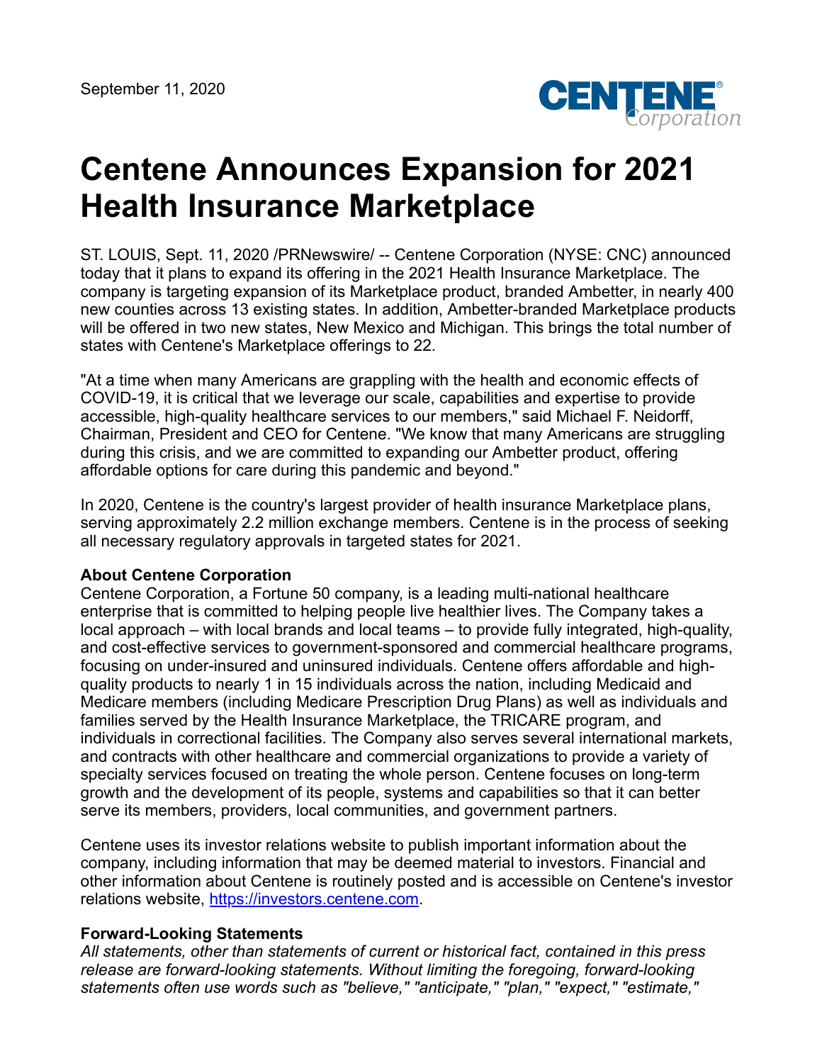September 11, 2020

# Centene Announces Expansion for 2021 Health Insurance Marketplace

ST. LOUIS, Sept. 11, 2020 /PRNewswire/ -- Centene Corporation (NYSE: CNC) announced today that it plans to expand its offering in the 2021 Health Insurance Marketplace. The company is targeting expansion of its Marketplace product, branded Ambetter, in nearly 400 new counties across 13 existing states. In addition, Ambetter-branded Marketplace products will be offered in two new states, New Mexico and Michigan. This brings the total number of states with Centene's Marketplace offerings to 22.

"At a time when many Americans are grappling with the health and economic effects of COVID-19, it is critical that we leverage our scale, capabilities and expertise to provide accessible, high-quality healthcare services to our members," said Michael F. Neidorff, Chairman, President and CEO for Centene. "We know that many Americans are struggling during this crisis, and we are committed to expanding our Ambetter product, offering affordable options for care during this pandemic and beyond."

In 2020, Centene is the country's largest provider of health insurance Marketplace plans, serving approximately 2.2 million exchange members. Centene is in the process of seeking all necessary regulatory approvals in targeted states for 2021.

**About Centene Corporation**
Centene Corporation, a Fortune 50 company, is a leading multi-national healthcare enterprise that is committed to helping people live healthier lives. The Company takes a local approach – with local brands and local teams – to provide fully integrated, high-quality, and cost-effective services to government-sponsored and commercial healthcare programs, focusing on under-insured and uninsured individuals. Centene offers affordable and high-quality products to nearly 1 in 15 individuals across the nation, including Medicaid and Medicare members (including Medicare Prescription Drug Plans) as well as individuals and families served by the Health Insurance Marketplace, the TRICARE program, and individuals in correctional facilities. The Company also serves several international markets, and contracts with other healthcare and commercial organizations to provide a variety of specialty services focused on treating the whole person. Centene focuses on long-term growth and the development of its people, systems and capabilities so that it can better serve its members, providers, local communities, and government partners.

Centene uses its investor relations website to publish important information about the company, including information that may be deemed material to investors. Financial and other information about Centene is routinely posted and is accessible on Centene's investor relations website, https://investors.centene.com.

**Forward-Looking Statements**
*All statements, other than statements of current or historical fact, contained in this press release are forward-looking statements. Without limiting the foregoing, forward-looking statements often use words such as "believe," "anticipate," "plan," "expect," "estimate,"*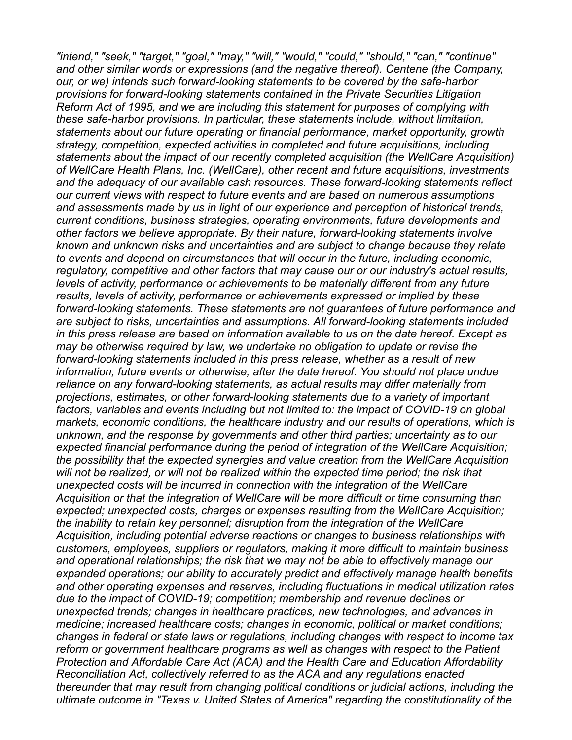*"intend," "seek," "target," "goal," "may," "will," "would," "could," "should," "can," "continue" and other similar words or expressions (and the negative thereof). Centene (the Company, our, or we) intends such forward-looking statements to be covered by the safe-harbor provisions for forward-looking statements contained in the Private Securities Litigation Reform Act of 1995, and we are including this statement for purposes of complying with these safe-harbor provisions. In particular, these statements include, without limitation, statements about our future operating or financial performance, market opportunity, growth strategy, competition, expected activities in completed and future acquisitions, including statements about the impact of our recently completed acquisition (the WellCare Acquisition) of WellCare Health Plans, Inc. (WellCare), other recent and future acquisitions, investments and the adequacy of our available cash resources. These forward-looking statements reflect our current views with respect to future events and are based on numerous assumptions and assessments made by us in light of our experience and perception of historical trends, current conditions, business strategies, operating environments, future developments and other factors we believe appropriate. By their nature, forward-looking statements involve known and unknown risks and uncertainties and are subject to change because they relate to events and depend on circumstances that will occur in the future, including economic, regulatory, competitive and other factors that may cause our or our industry's actual results, levels of activity, performance or achievements to be materially different from any future results, levels of activity, performance or achievements expressed or implied by these forward-looking statements. These statements are not guarantees of future performance and are subject to risks, uncertainties and assumptions. All forward-looking statements included in this press release are based on information available to us on the date hereof. Except as may be otherwise required by law, we undertake no obligation to update or revise the forward-looking statements included in this press release, whether as a result of new information, future events or otherwise, after the date hereof. You should not place undue reliance on any forward-looking statements, as actual results may differ materially from projections, estimates, or other forward-looking statements due to a variety of important factors, variables and events including but not limited to: the impact of COVID-19 on global markets, economic conditions, the healthcare industry and our results of operations, which is unknown, and the response by governments and other third parties; uncertainty as to our expected financial performance during the period of integration of the WellCare Acquisition; the possibility that the expected synergies and value creation from the WellCare Acquisition will not be realized, or will not be realized within the expected time period; the risk that unexpected costs will be incurred in connection with the integration of the WellCare Acquisition or that the integration of WellCare will be more difficult or time consuming than expected; unexpected costs, charges or expenses resulting from the WellCare Acquisition; the inability to retain key personnel; disruption from the integration of the WellCare Acquisition, including potential adverse reactions or changes to business relationships with customers, employees, suppliers or regulators, making it more difficult to maintain business and operational relationships; the risk that we may not be able to effectively manage our expanded operations; our ability to accurately predict and effectively manage health benefits and other operating expenses and reserves, including fluctuations in medical utilization rates due to the impact of COVID-19; competition; membership and revenue declines or unexpected trends; changes in healthcare practices, new technologies, and advances in medicine; increased healthcare costs; changes in economic, political or market conditions; changes in federal or state laws or regulations, including changes with respect to income tax reform or government healthcare programs as well as changes with respect to the Patient Protection and Affordable Care Act (ACA) and the Health Care and Education Affordability Reconciliation Act, collectively referred to as the ACA and any regulations enacted thereunder that may result from changing political conditions or judicial actions, including the ultimate outcome in "Texas v. United States of America" regarding the constitutionality of the*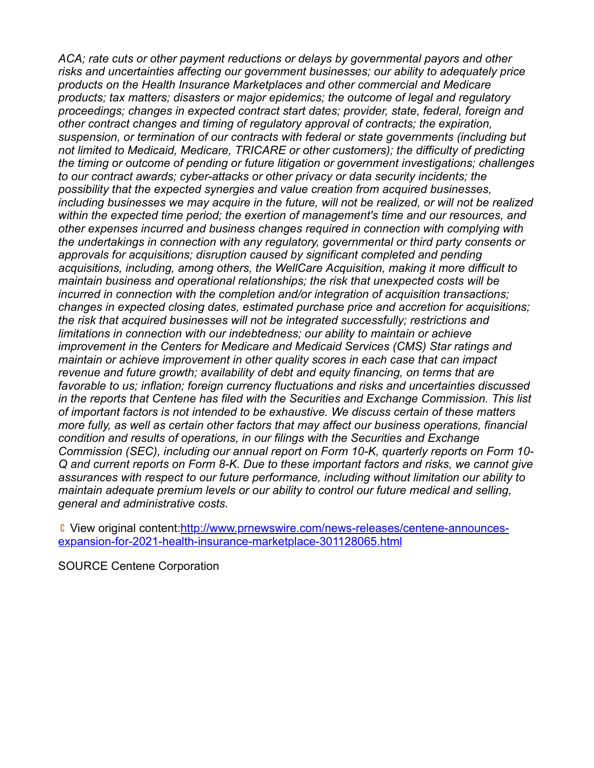*ACA; rate cuts or other payment reductions or delays by governmental payors and other risks and uncertainties affecting our government businesses; our ability to adequately price products on the Health Insurance Marketplaces and other commercial and Medicare products; tax matters; disasters or major epidemics; the outcome of legal and regulatory proceedings; changes in expected contract start dates; provider, state, federal, foreign and other contract changes and timing of regulatory approval of contracts; the expiration, suspension, or termination of our contracts with federal or state governments (including but not limited to Medicaid, Medicare, TRICARE or other customers); the difficulty of predicting the timing or outcome of pending or future litigation or government investigations; challenges to our contract awards; cyber-attacks or other privacy or data security incidents; the possibility that the expected synergies and value creation from acquired businesses, including businesses we may acquire in the future, will not be realized, or will not be realized within the expected time period; the exertion of management's time and our resources, and other expenses incurred and business changes required in connection with complying with the undertakings in connection with any regulatory, governmental or third party consents or approvals for acquisitions; disruption caused by significant completed and pending acquisitions, including, among others, the WellCare Acquisition, making it more difficult to maintain business and operational relationships; the risk that unexpected costs will be incurred in connection with the completion and/or integration of acquisition transactions; changes in expected closing dates, estimated purchase price and accretion for acquisitions; the risk that acquired businesses will not be integrated successfully; restrictions and limitations in connection with our indebtedness; our ability to maintain or achieve improvement in the Centers for Medicare and Medicaid Services (CMS) Star ratings and maintain or achieve improvement in other quality scores in each case that can impact revenue and future growth; availability of debt and equity financing, on terms that are favorable to us; inflation; foreign currency fluctuations and risks and uncertainties discussed in the reports that Centene has filed with the Securities and Exchange Commission. This list of important factors is not intended to be exhaustive. We discuss certain of these matters more fully, as well as certain other factors that may affect our business operations, financial condition and results of operations, in our filings with the Securities and Exchange Commission (SEC), including our annual report on Form 10-K, quarterly reports on Form 10-Q and current reports on Form 8-K. Due to these important factors and risks, we cannot give assurances with respect to our future performance, including without limitation our ability to maintain adequate premium levels or our ability to control our future medical and selling, general and administrative costs.*

View original content:http://www.prnewswire.com/news-releases/centene-announces-expansion-for-2021-health-insurance-marketplace-301128065.html

SOURCE Centene Corporation